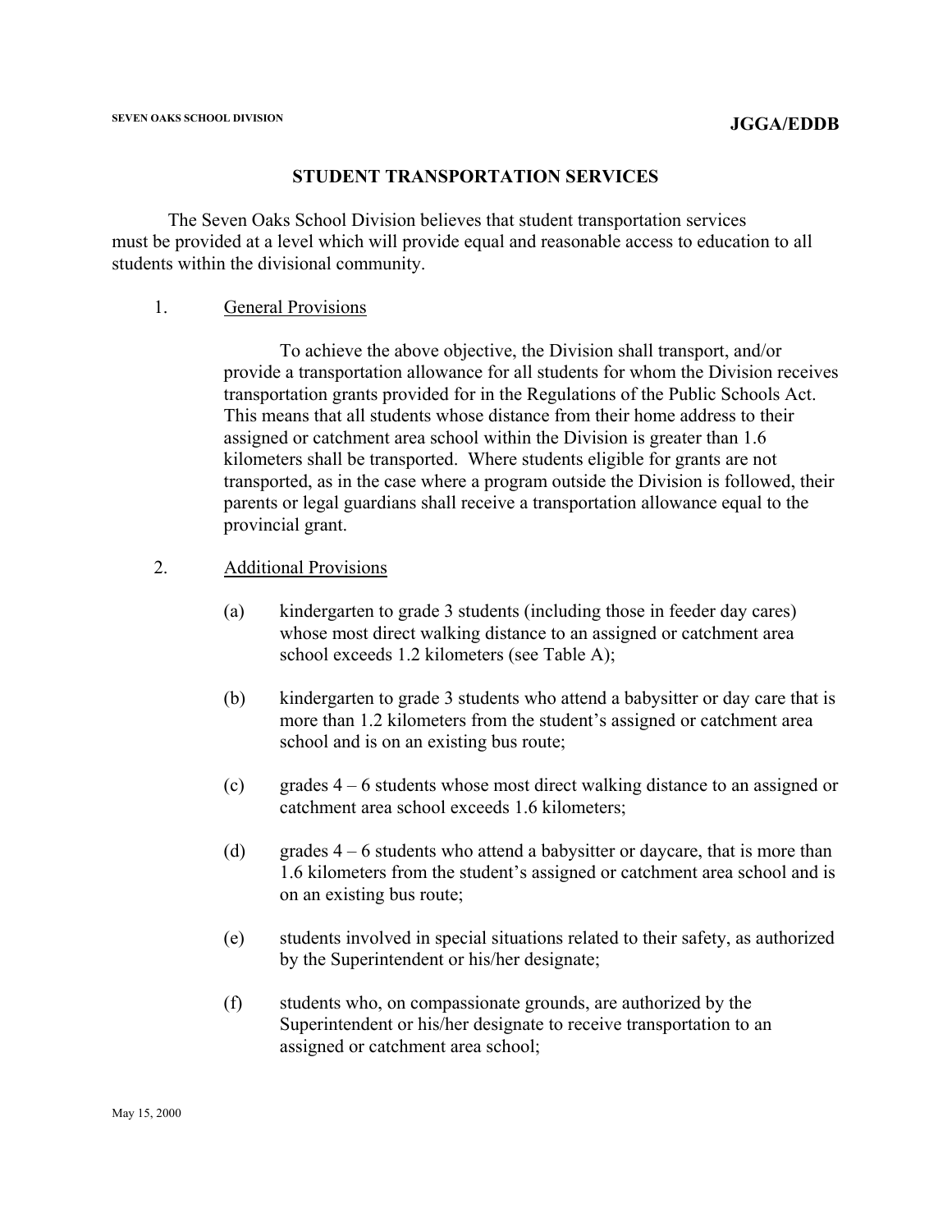SEVEN OAKS SCHOOL DIVISION

**JGGA/EDDB**

## STUDENT TRANSPORTATION SERVICES

The Seven Oaks School Division believes that student transportation services must be provided at a level which will provide equal and reasonable access to education to all students within the divisional community.

1. General Provisions

   To achieve the above objective, the Division shall transport, and/or provide a transportation allowance for all students for whom the Division receives transportation grants provided for in the Regulations of the Public Schools Act. This means that all students whose distance from their home address to their assigned or catchment area school within the Division is greater than 1.6 kilometers shall be transported. Where students eligible for grants are not transported, as in the case where a program outside the Division is followed, their parents or legal guardians shall receive a transportation allowance equal to the provincial grant.

2. Additional Provisions

   (a) kindergarten to grade 3 students (including those in feeder day cares) whose most direct walking distance to an assigned or catchment area school exceeds 1.2 kilometers (see Table A);

   (b) kindergarten to grade 3 students who attend a babysitter or day care that is more than 1.2 kilometers from the student's assigned or catchment area school and is on an existing bus route;

   (c) grades 4 – 6 students whose most direct walking distance to an assigned or catchment area school exceeds 1.6 kilometers;

   (d) grades 4 – 6 students who attend a babysitter or daycare, that is more than 1.6 kilometers from the student's assigned or catchment area school and is on an existing bus route;

   (e) students involved in special situations related to their safety, as authorized by the Superintendent or his/her designate;

   (f) students who, on compassionate grounds, are authorized by the Superintendent or his/her designate to receive transportation to an assigned or catchment area school;

May 15, 2000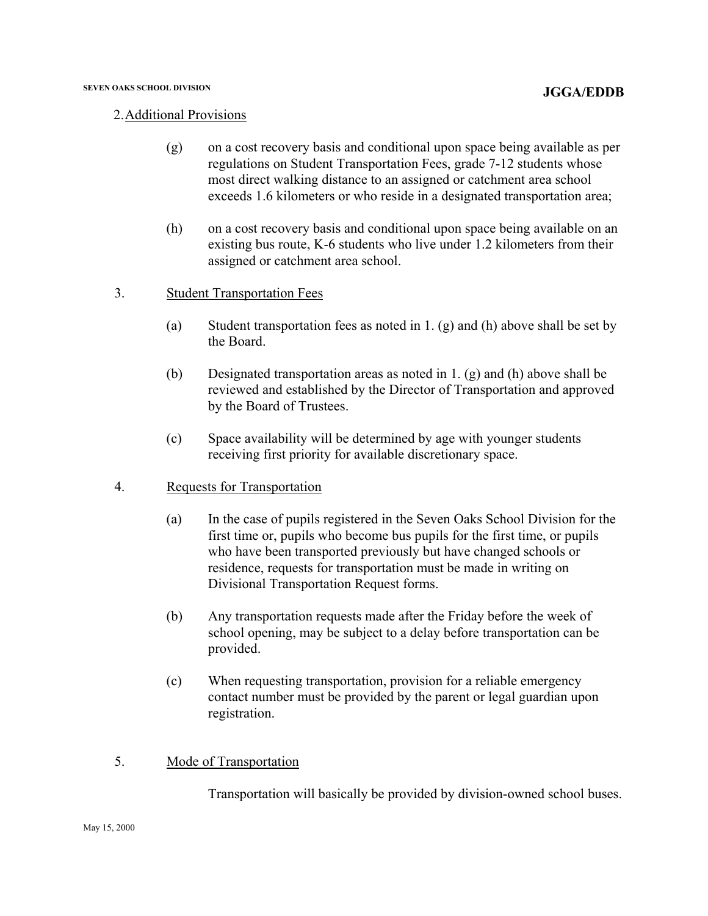2. Additional Provisions

(g) on a cost recovery basis and conditional upon space being available as per regulations on Student Transportation Fees, grade 7-12 students whose most direct walking distance to an assigned or catchment area school exceeds 1.6 kilometers or who reside in a designated transportation area;

(h) on a cost recovery basis and conditional upon space being available on an existing bus route, K-6 students who live under 1.2 kilometers from their assigned or catchment area school.

3. Student Transportation Fees

(a) Student transportation fees as noted in 1. (g) and (h) above shall be set by the Board.

(b) Designated transportation areas as noted in 1. (g) and (h) above shall be reviewed and established by the Director of Transportation and approved by the Board of Trustees.

(c) Space availability will be determined by age with younger students receiving first priority for available discretionary space.

4. Requests for Transportation

(a) In the case of pupils registered in the Seven Oaks School Division for the first time or, pupils who become bus pupils for the first time, or pupils who have been transported previously but have changed schools or residence, requests for transportation must be made in writing on Divisional Transportation Request forms.

(b) Any transportation requests made after the Friday before the week of school opening, may be subject to a delay before transportation can be provided.

(c) When requesting transportation, provision for a reliable emergency contact number must be provided by the parent or legal guardian upon registration.

5. Mode of Transportation

Transportation will basically be provided by division-owned school buses.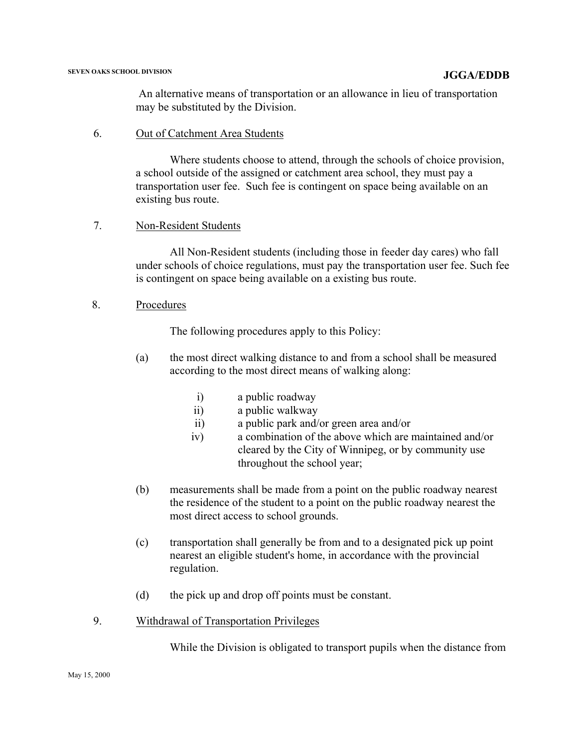An alternative means of transportation or an allowance in lieu of transportation may be substituted by the Division.

6. <u>Out of Catchment Area Students</u>

   Where students choose to attend, through the schools of choice provision, a school outside of the assigned or catchment area school, they must pay a transportation user fee. Such fee is contingent on space being available on an existing bus route.

7. <u>Non-Resident Students</u>

   All Non-Resident students (including those in feeder day cares) who fall under schools of choice regulations, must pay the transportation user fee. Such fee is contingent on space being available on a existing bus route.

8. <u>Procedures</u>

   The following procedures apply to this Policy:

   (a) the most direct walking distance to and from a school shall be measured according to the most direct means of walking along:

      i) a public roadway
      ii) a public walkway
      ii) a public park and/or green area and/or
      iv) a combination of the above which are maintained and/or cleared by the City of Winnipeg, or by community use throughout the school year;

   (b) measurements shall be made from a point on the public roadway nearest the residence of the student to a point on the public roadway nearest the most direct access to school grounds.

   (c) transportation shall generally be from and to a designated pick up point nearest an eligible student's home, in accordance with the provincial regulation.

   (d) the pick up and drop off points must be constant.

9. <u>Withdrawal of Transportation Privileges</u>

   While the Division is obligated to transport pupils when the distance from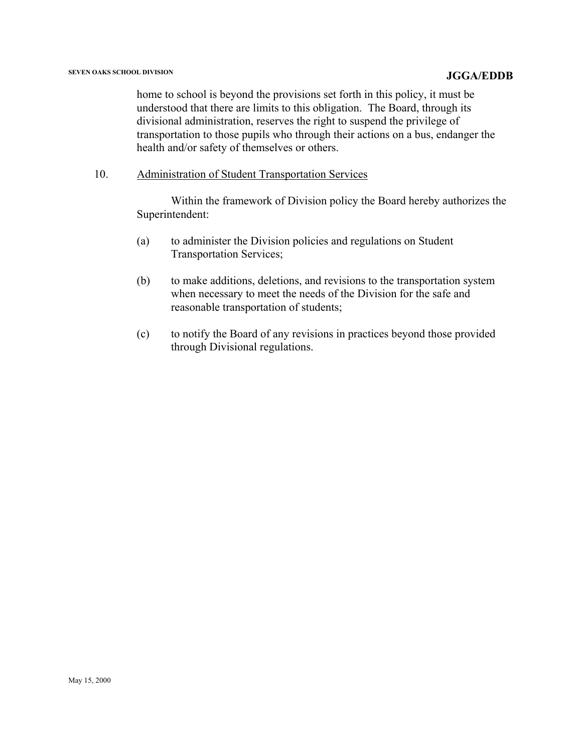home to school is beyond the provisions set forth in this policy, it must be understood that there are limits to this obligation. The Board, through its divisional administration, reserves the right to suspend the privilege of transportation to those pupils who through their actions on a bus, endanger the health and/or safety of themselves or others.

10. Administration of Student Transportation Services

Within the framework of Division policy the Board hereby authorizes the Superintendent:

(a) to administer the Division policies and regulations on Student Transportation Services;

(b) to make additions, deletions, and revisions to the transportation system when necessary to meet the needs of the Division for the safe and reasonable transportation of students;

(c) to notify the Board of any revisions in practices beyond those provided through Divisional regulations.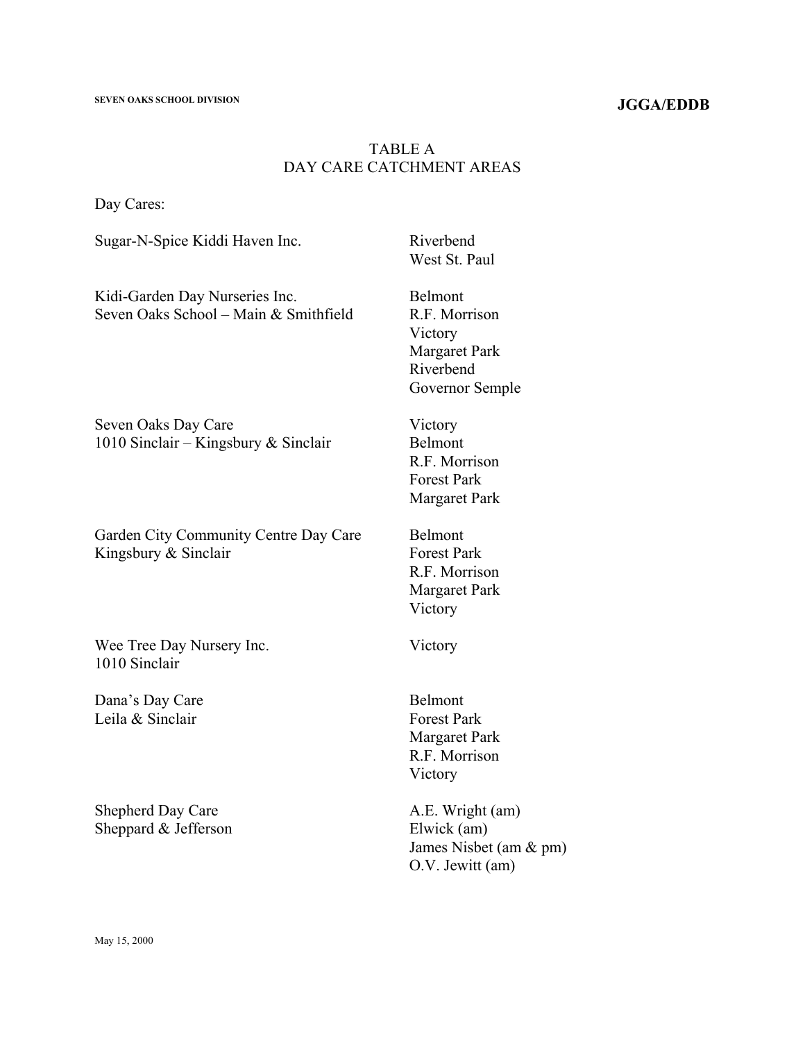# TABLE A
## DAY CARE CATCHMENT AREAS

Day Cares:

| Day Care | Catchment Areas |
| --- | --- |
| Sugar-N-Spice Kiddi Haven Inc. | Riverbend<br>West St. Paul |
| Kidi-Garden Day Nurseries Inc.<br>Seven Oaks School – Main & Smithfield | Belmont<br>R.F. Morrison<br>Victory<br>Margaret Park<br>Riverbend<br>Governor Semple |
| Seven Oaks Day Care<br>1010 Sinclair – Kingsbury & Sinclair | Victory<br>Belmont<br>R.F. Morrison<br>Forest Park<br>Margaret Park |
| Garden City Community Centre Day Care<br>Kingsbury & Sinclair | Belmont<br>Forest Park<br>R.F. Morrison<br>Margaret Park<br>Victory |
| Wee Tree Day Nursery Inc.<br>1010 Sinclair | Victory |
| Dana's Day Care<br>Leila & Sinclair | Belmont<br>Forest Park<br>Margaret Park<br>R.F. Morrison<br>Victory |
| Shepherd Day Care<br>Sheppard & Jefferson | A.E. Wright (am)<br>Elwick (am)<br>James Nisbet (am & pm)<br>O.V. Jewitt (am) |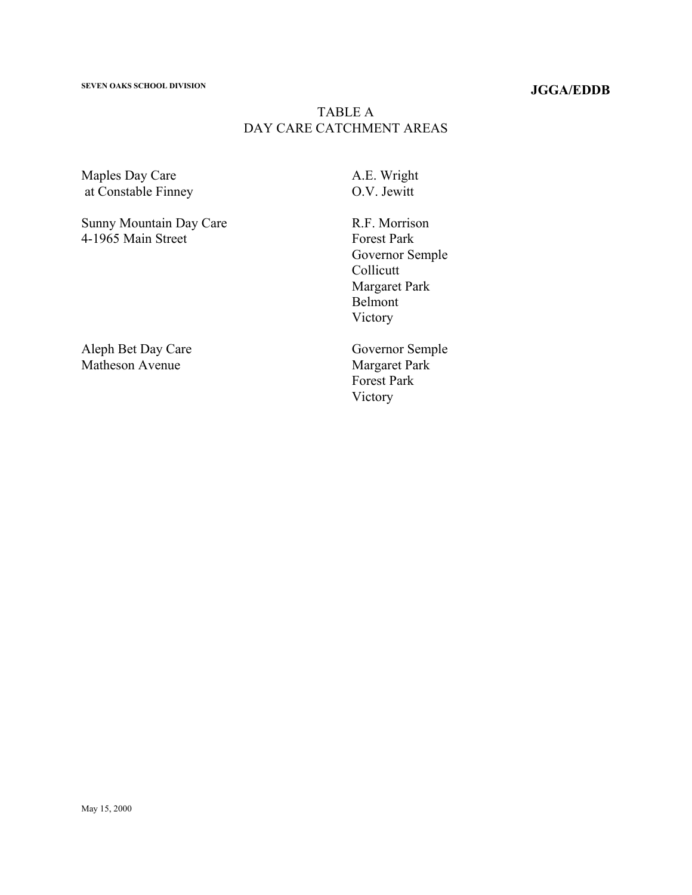# TABLE A
## DAY CARE CATCHMENT AREAS

| | |
|---|---|
| Maples Day Care<br>at Constable Finney | A.E. Wright<br>O.V. Jewitt |
| Sunny Mountain Day Care<br>4-1965 Main Street | R.F. Morrison<br>Forest Park<br>Governor Semple<br>Collicutt<br>Margaret Park<br>Belmont<br>Victory |
| Aleph Bet Day Care<br>Matheson Avenue | Governor Semple<br>Margaret Park<br>Forest Park<br>Victory |